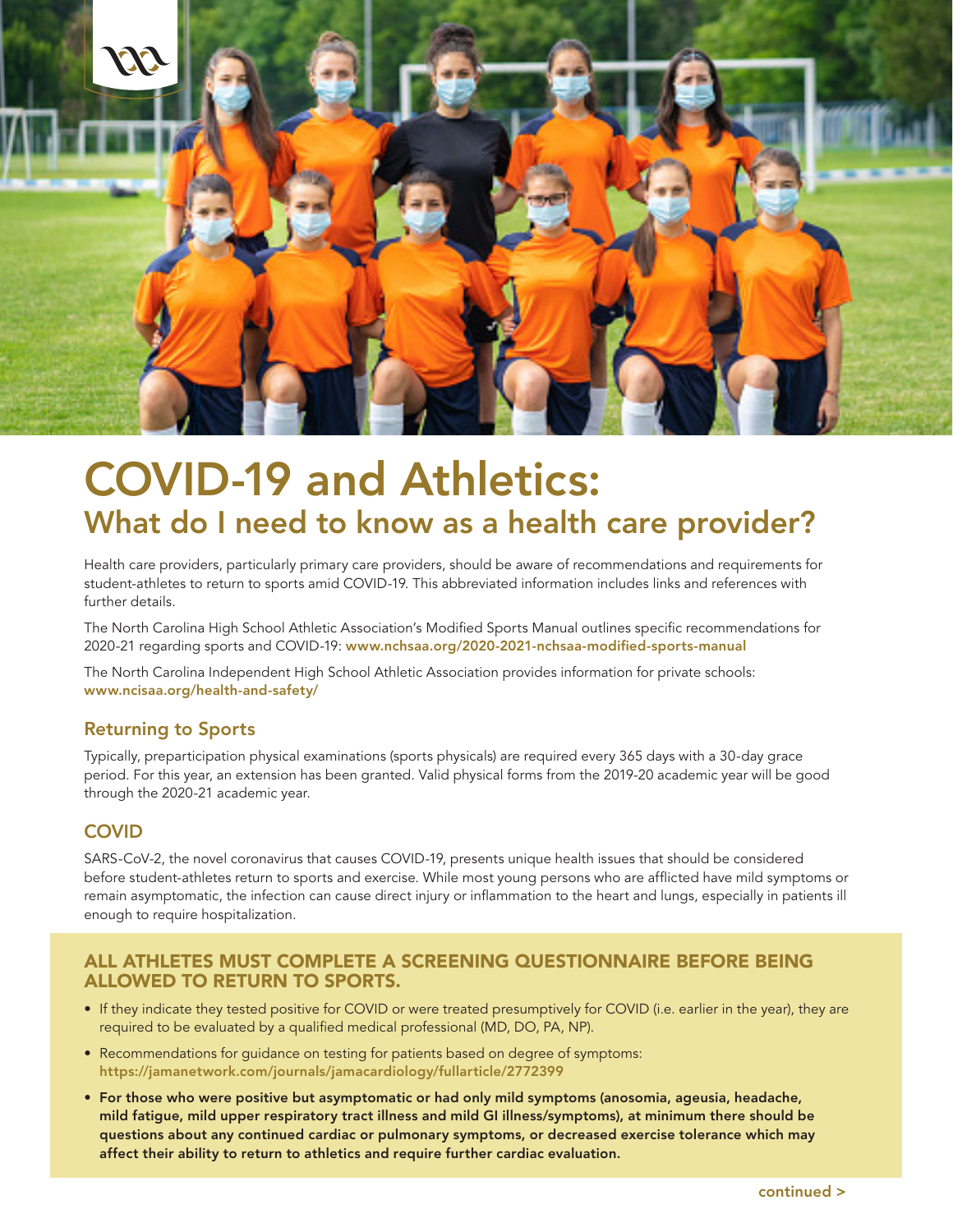# COVID-19 and Athletics:

## What do I need to know as a health care provider?

Health care providers, particularly primary care providers, should be aware of recommendations and requirements for student-athletes to return to sports amid COVID-19. This abbreviated information includes links and references with further details.

The North Carolina High School Athletic Association's Modified Sports Manual outlines specific recommendations for 2020-21 regarding sports and COVID-19: **www.nchsaa.org/2020-2021-nchsaa-modified-sports-manual**

The North Carolina Independent High School Athletic Association provides information for private schools: **www.ncisaa.org/health-and-safety/**

### Returning to Sports

Typically, preparticipation physical examinations (sports physicals) are required every 365 days with a 30-day grace period. For this year, an extension has been granted. Valid physical forms from the 2019-20 academic year will be good through the 2020-21 academic year.

### COVID

SARS-CoV-2, the novel coronavirus that causes COVID-19, presents unique health issues that should be considered before student-athletes return to sports and exercise. While most young persons who are afflicted have mild symptoms or remain asymptomatic, the infection can cause direct injury or inflammation to the heart and lungs, especially in patients ill enough to require hospitalization.

### ALL ATHLETES MUST COMPLETE A SCREENING QUESTIONNAIRE BEFORE BEING ALLOWED TO RETURN TO SPORTS.

- If they indicate they tested positive for COVID or were treated presumptively for COVID (i.e. earlier in the year), they are required to be evaluated by a qualified medical professional (MD, DO, PA, NP).
- Recommendations for guidance on testing for patients based on degree of symptoms: **https://jamanetwork.com/journals/jamacardiology/fullarticle/2772399**
- **For those who were positive but asymptomatic or had only mild symptoms (anosomia, ageusia, headache, mild fatigue, mild upper respiratory tract illness and mild GI illness/symptoms), at minimum there should be questions about any continued cardiac or pulmonary symptoms, or decreased exercise tolerance which may affect their ability to return to athletics and require further cardiac evaluation.**

continued >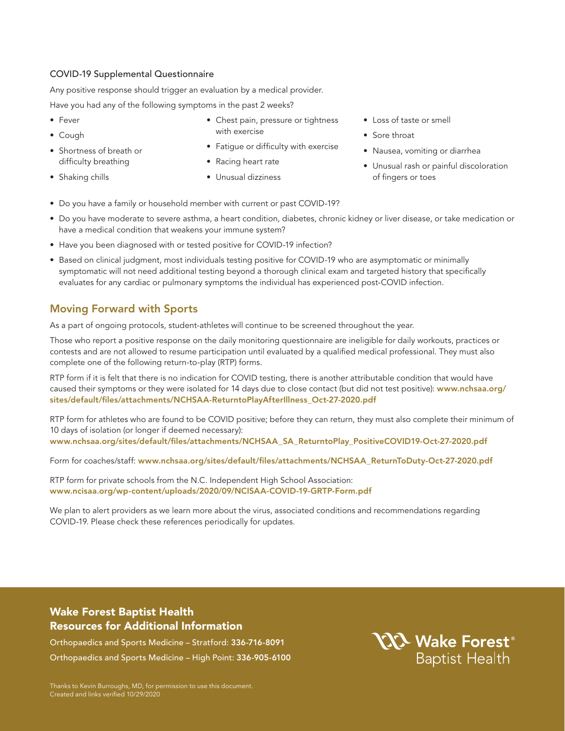### COVID-19 Supplemental Questionnaire

Any positive response should trigger an evaluation by a medical provider.

Have you had any of the following symptoms in the past 2 weeks?

- Fever
- Cough
- Shortness of breath or difficulty breathing
- Shaking chills
- Chest pain, pressure or tightness with exercise
- Fatigue or difficulty with exercise
- Racing heart rate
- Unusual dizziness
- Loss of taste or smell
- Sore throat
- Nausea, vomiting or diarrhea
- Unusual rash or painful discoloration of fingers or toes

- Do you have a family or household member with current or past COVID-19?
- Do you have moderate to severe asthma, a heart condition, diabetes, chronic kidney or liver disease, or take medication or have a medical condition that weakens your immune system?
- Have you been diagnosed with or tested positive for COVID-19 infection?
- Based on clinical judgment, most individuals testing positive for COVID-19 who are asymptomatic or minimally symptomatic will not need additional testing beyond a thorough clinical exam and targeted history that specifically evaluates for any cardiac or pulmonary symptoms the individual has experienced post-COVID infection.

## Moving Forward with Sports

As a part of ongoing protocols, student-athletes will continue to be screened throughout the year.

Those who report a positive response on the daily monitoring questionnaire are ineligible for daily workouts, practices or contests and are not allowed to resume participation until evaluated by a qualified medical professional. They must also complete one of the following return-to-play (RTP) forms.

RTP form if it is felt that there is no indication for COVID testing, there is another attributable condition that would have caused their symptoms or they were isolated for 14 days due to close contact (but did not test positive): **www.nchsaa.org/sites/default/files/attachments/NCHSAA-ReturntoPlayAfterIllness_Oct-27-2020.pdf**

RTP form for athletes who are found to be COVID positive; before they can return, they must also complete their minimum of 10 days of isolation (or longer if deemed necessary):
**www.nchsaa.org/sites/default/files/attachments/NCHSAA_SA_ReturntoPlay_PositiveCOVID19-Oct-27-2020.pdf**

Form for coaches/staff: **www.nchsaa.org/sites/default/files/attachments/NCHSAA_ReturnToDuty-Oct-27-2020.pdf**

RTP form for private schools from the N.C. Independent High School Association:
**www.ncisaa.org/wp-content/uploads/2020/09/NCISAA-COVID-19-GRTP-Form.pdf**

We plan to alert providers as we learn more about the virus, associated conditions and recommendations regarding COVID-19. Please check these references periodically for updates.

## Wake Forest Baptist Health Resources for Additional Information

Orthopaedics and Sports Medicine – Stratford: **336-716-8091**

Orthopaedics and Sports Medicine – High Point: **336-905-6100**

Wake Forest® Baptist Health

Thanks to Kevin Burroughs, MD, for permission to use this document.
Created and links verified 10/29/2020